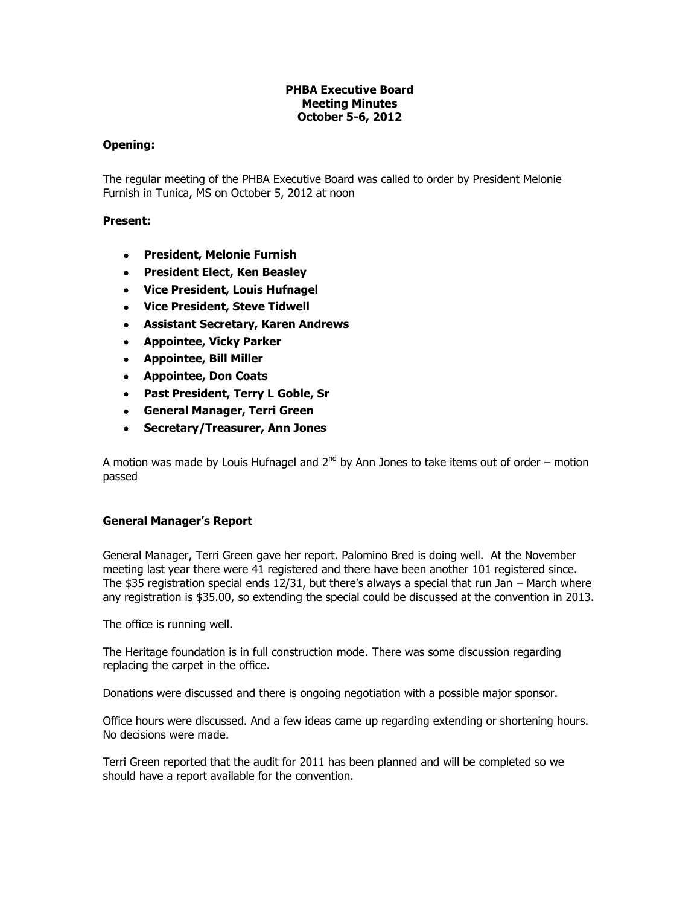**PHBA Executive Board**
**Meeting Minutes**
**October 5-6, 2012**

**Opening:**

The regular meeting of the PHBA Executive Board was called to order by President Melonie Furnish in Tunica, MS on October 5, 2012 at noon

**Present:**

- **President, Melonie Furnish**
- **President Elect, Ken Beasley**
- **Vice President, Louis Hufnagel**
- **Vice President, Steve Tidwell**
- **Assistant Secretary, Karen Andrews**
- **Appointee, Vicky Parker**
- **Appointee, Bill Miller**
- **Appointee, Don Coats**
- **Past President, Terry L Goble, Sr**
- **General Manager, Terri Green**
- **Secretary/Treasurer, Ann Jones**

A motion was made by Louis Hufnagel and 2nd by Ann Jones to take items out of order – motion passed

**General Manager's Report**

General Manager, Terri Green gave her report. Palomino Bred is doing well. At the November meeting last year there were 41 registered and there have been another 101 registered since. The $35 registration special ends 12/31, but there's always a special that run Jan – March where any registration is $35.00, so extending the special could be discussed at the convention in 2013.

The office is running well.

The Heritage foundation is in full construction mode. There was some discussion regarding replacing the carpet in the office.

Donations were discussed and there is ongoing negotiation with a possible major sponsor.

Office hours were discussed. And a few ideas came up regarding extending or shortening hours. No decisions were made.

Terri Green reported that the audit for 2011 has been planned and will be completed so we should have a report available for the convention.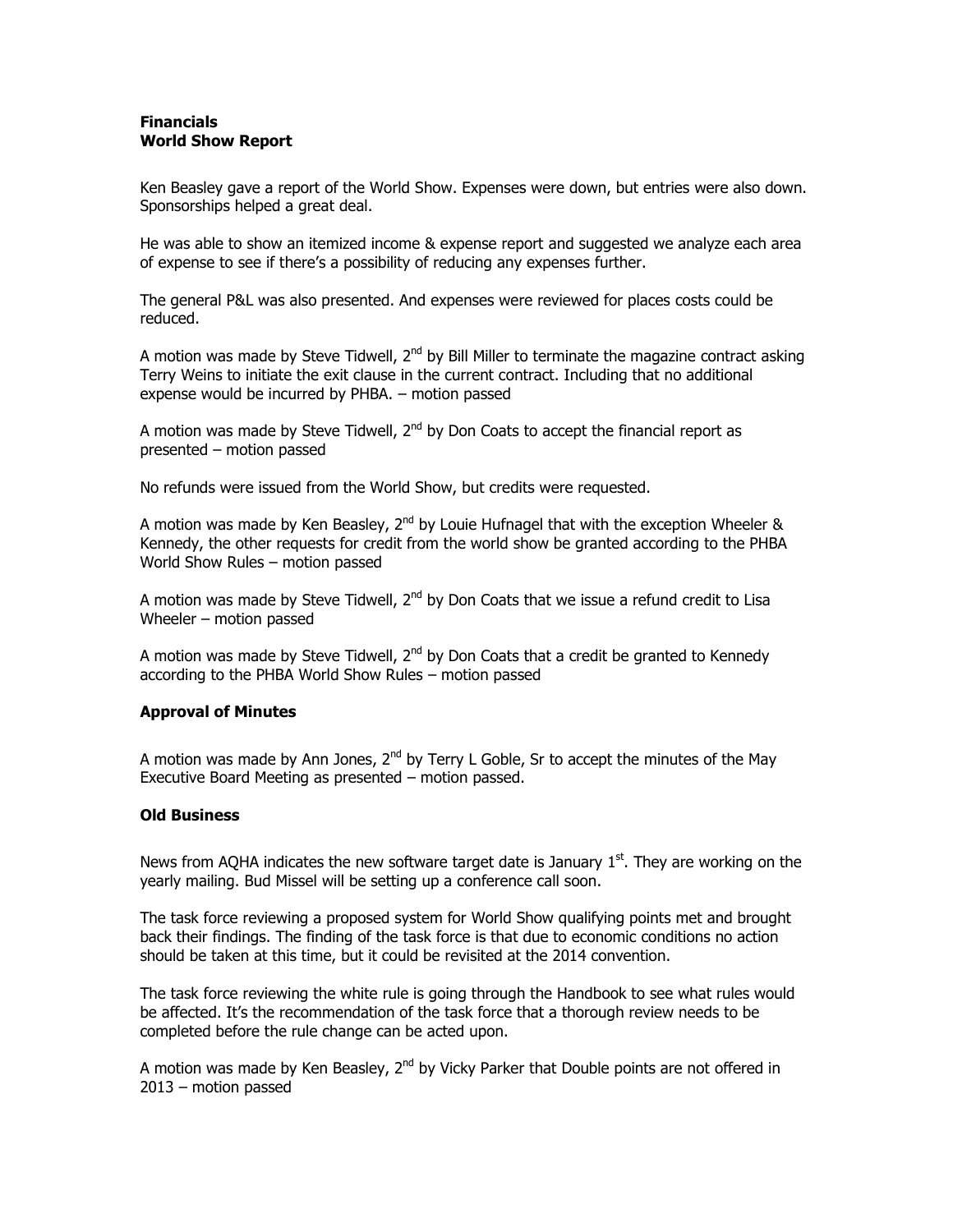**Financials**
**World Show Report**

Ken Beasley gave a report of the World Show. Expenses were down, but entries were also down. Sponsorships helped a great deal.

He was able to show an itemized income & expense report and suggested we analyze each area of expense to see if there's a possibility of reducing any expenses further.

The general P&L was also presented. And expenses were reviewed for places costs could be reduced.

A motion was made by Steve Tidwell, 2nd by Bill Miller to terminate the magazine contract asking Terry Weins to initiate the exit clause in the current contract. Including that no additional expense would be incurred by PHBA. – motion passed

A motion was made by Steve Tidwell, 2nd by Don Coats to accept the financial report as presented – motion passed

No refunds were issued from the World Show, but credits were requested.

A motion was made by Ken Beasley, 2nd by Louie Hufnagel that with the exception Wheeler & Kennedy, the other requests for credit from the world show be granted according to the PHBA World Show Rules – motion passed

A motion was made by Steve Tidwell, 2nd by Don Coats that we issue a refund credit to Lisa Wheeler – motion passed

A motion was made by Steve Tidwell, 2nd by Don Coats that a credit be granted to Kennedy according to the PHBA World Show Rules – motion passed

**Approval of Minutes**

A motion was made by Ann Jones, 2nd by Terry L Goble, Sr to accept the minutes of the May Executive Board Meeting as presented – motion passed.

**Old Business**

News from AQHA indicates the new software target date is January 1st. They are working on the yearly mailing. Bud Missel will be setting up a conference call soon.

The task force reviewing a proposed system for World Show qualifying points met and brought back their findings. The finding of the task force is that due to economic conditions no action should be taken at this time, but it could be revisited at the 2014 convention.

The task force reviewing the white rule is going through the Handbook to see what rules would be affected. It's the recommendation of the task force that a thorough review needs to be completed before the rule change can be acted upon.

A motion was made by Ken Beasley, 2nd by Vicky Parker that Double points are not offered in 2013 – motion passed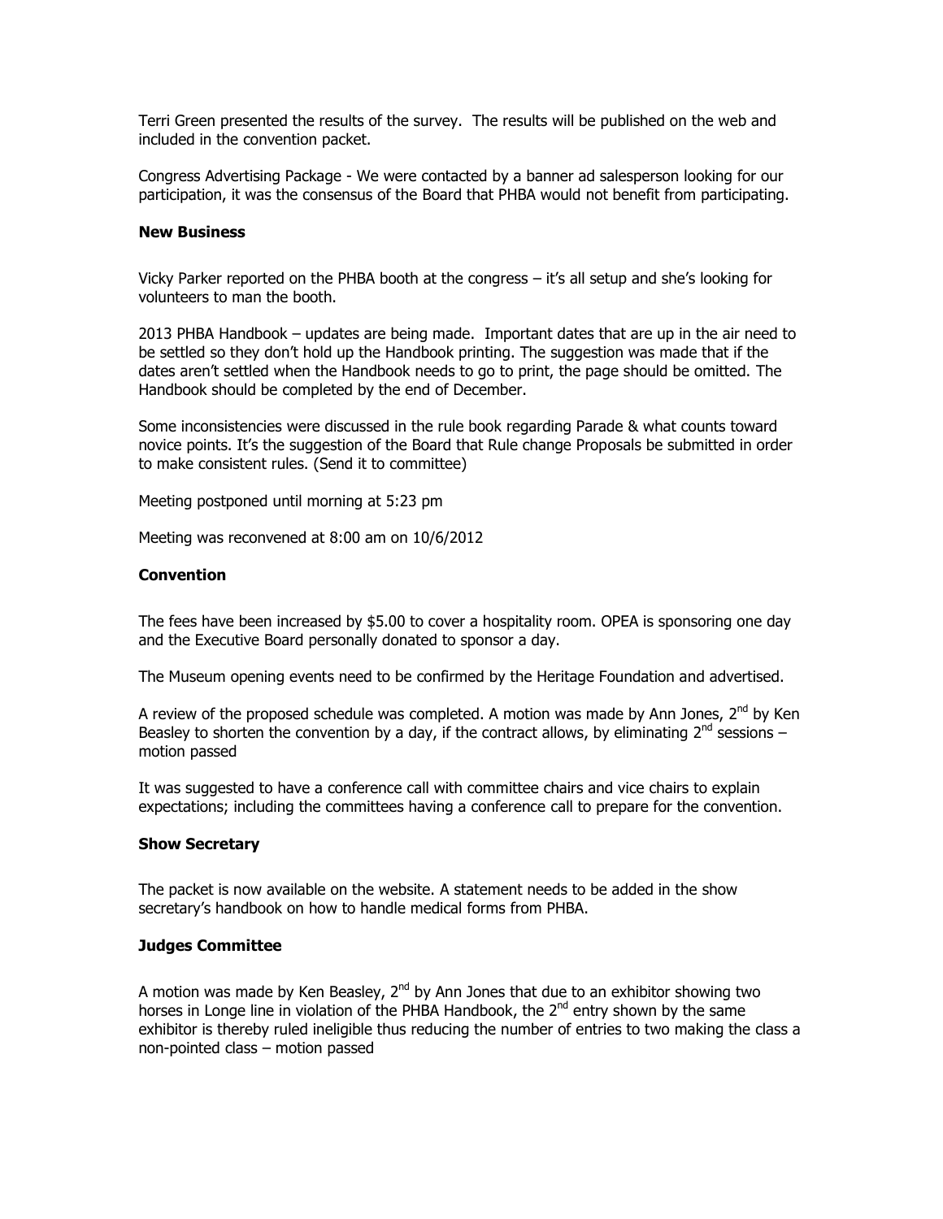Terri Green presented the results of the survey. The results will be published on the web and included in the convention packet.

Congress Advertising Package - We were contacted by a banner ad salesperson looking for our participation, it was the consensus of the Board that PHBA would not benefit from participating.

**New Business**

Vicky Parker reported on the PHBA booth at the congress – it's all setup and she's looking for volunteers to man the booth.

2013 PHBA Handbook – updates are being made. Important dates that are up in the air need to be settled so they don't hold up the Handbook printing. The suggestion was made that if the dates aren't settled when the Handbook needs to go to print, the page should be omitted. The Handbook should be completed by the end of December.

Some inconsistencies were discussed in the rule book regarding Parade & what counts toward novice points. It's the suggestion of the Board that Rule change Proposals be submitted in order to make consistent rules. (Send it to committee)

Meeting postponed until morning at 5:23 pm

Meeting was reconvened at 8:00 am on 10/6/2012

**Convention**

The fees have been increased by $5.00 to cover a hospitality room. OPEA is sponsoring one day and the Executive Board personally donated to sponsor a day.

The Museum opening events need to be confirmed by the Heritage Foundation and advertised.

A review of the proposed schedule was completed. A motion was made by Ann Jones, 2nd by Ken Beasley to shorten the convention by a day, if the contract allows, by eliminating 2nd sessions – motion passed

It was suggested to have a conference call with committee chairs and vice chairs to explain expectations; including the committees having a conference call to prepare for the convention.

**Show Secretary**

The packet is now available on the website. A statement needs to be added in the show secretary's handbook on how to handle medical forms from PHBA.

**Judges Committee**

A motion was made by Ken Beasley, 2nd by Ann Jones that due to an exhibitor showing two horses in Longe line in violation of the PHBA Handbook, the 2nd entry shown by the same exhibitor is thereby ruled ineligible thus reducing the number of entries to two making the class a non-pointed class – motion passed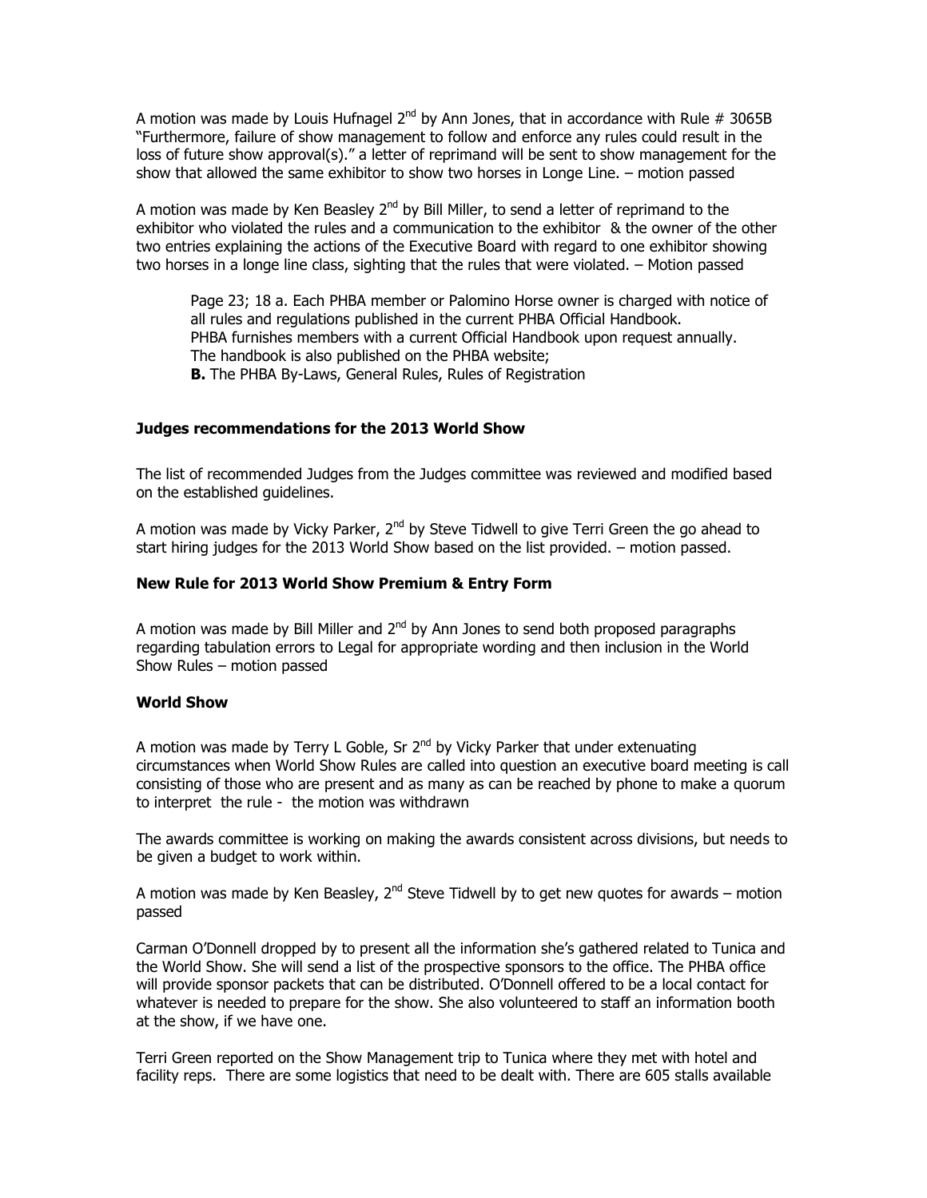A motion was made by Louis Hufnagel 2nd by Ann Jones, that in accordance with Rule # 3065B "Furthermore, failure of show management to follow and enforce any rules could result in the loss of future show approval(s)." a letter of reprimand will be sent to show management for the show that allowed the same exhibitor to show two horses in Longe Line. – motion passed

A motion was made by Ken Beasley 2nd by Bill Miller, to send a letter of reprimand to the exhibitor who violated the rules and a communication to the exhibitor & the owner of the other two entries explaining the actions of the Executive Board with regard to one exhibitor showing two horses in a longe line class, sighting that the rules that were violated. – Motion passed

> Page 23; 18 a. Each PHBA member or Palomino Horse owner is charged with notice of all rules and regulations published in the current PHBA Official Handbook. PHBA furnishes members with a current Official Handbook upon request annually. The handbook is also published on the PHBA website;
> **B.** The PHBA By-Laws, General Rules, Rules of Registration

### Judges recommendations for the 2013 World Show

The list of recommended Judges from the Judges committee was reviewed and modified based on the established guidelines.

A motion was made by Vicky Parker, 2nd by Steve Tidwell to give Terri Green the go ahead to start hiring judges for the 2013 World Show based on the list provided. – motion passed.

### New Rule for 2013 World Show Premium & Entry Form

A motion was made by Bill Miller and 2nd by Ann Jones to send both proposed paragraphs regarding tabulation errors to Legal for appropriate wording and then inclusion in the World Show Rules – motion passed

### World Show

A motion was made by Terry L Goble, Sr 2nd by Vicky Parker that under extenuating circumstances when World Show Rules are called into question an executive board meeting is call consisting of those who are present and as many as can be reached by phone to make a quorum to interpret the rule - the motion was withdrawn

The awards committee is working on making the awards consistent across divisions, but needs to be given a budget to work within.

A motion was made by Ken Beasley, 2nd Steve Tidwell by to get new quotes for awards – motion passed

Carman O'Donnell dropped by to present all the information she's gathered related to Tunica and the World Show. She will send a list of the prospective sponsors to the office. The PHBA office will provide sponsor packets that can be distributed. O'Donnell offered to be a local contact for whatever is needed to prepare for the show. She also volunteered to staff an information booth at the show, if we have one.

Terri Green reported on the Show Management trip to Tunica where they met with hotel and facility reps. There are some logistics that need to be dealt with. There are 605 stalls available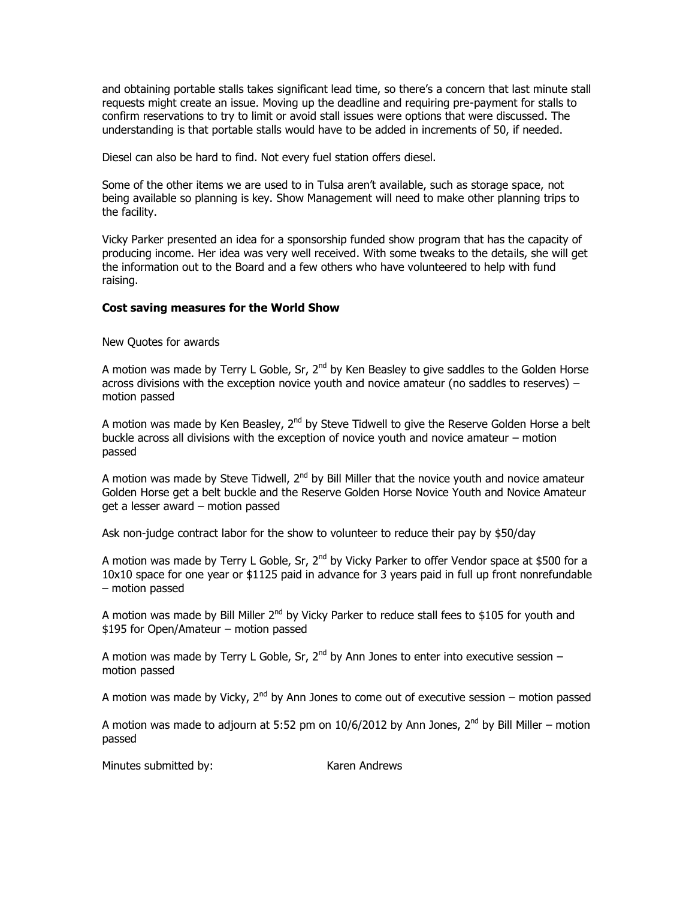and obtaining portable stalls takes significant lead time, so there's a concern that last minute stall requests might create an issue. Moving up the deadline and requiring pre-payment for stalls to confirm reservations to try to limit or avoid stall issues were options that were discussed. The understanding is that portable stalls would have to be added in increments of 50, if needed.

Diesel can also be hard to find. Not every fuel station offers diesel.

Some of the other items we are used to in Tulsa aren't available, such as storage space, not being available so planning is key. Show Management will need to make other planning trips to the facility.

Vicky Parker presented an idea for a sponsorship funded show program that has the capacity of producing income. Her idea was very well received. With some tweaks to the details, she will get the information out to the Board and a few others who have volunteered to help with fund raising.

**Cost saving measures for the World Show**

New Quotes for awards

A motion was made by Terry L Goble, Sr, 2nd by Ken Beasley to give saddles to the Golden Horse across divisions with the exception novice youth and novice amateur (no saddles to reserves) – motion passed

A motion was made by Ken Beasley, 2nd by Steve Tidwell to give the Reserve Golden Horse a belt buckle across all divisions with the exception of novice youth and novice amateur – motion passed

A motion was made by Steve Tidwell, 2nd by Bill Miller that the novice youth and novice amateur Golden Horse get a belt buckle and the Reserve Golden Horse Novice Youth and Novice Amateur get a lesser award – motion passed

Ask non-judge contract labor for the show to volunteer to reduce their pay by $50/day

A motion was made by Terry L Goble, Sr, 2nd by Vicky Parker to offer Vendor space at $500 for a 10x10 space for one year or $1125 paid in advance for 3 years paid in full up front nonrefundable – motion passed

A motion was made by Bill Miller 2nd by Vicky Parker to reduce stall fees to $105 for youth and $195 for Open/Amateur – motion passed

A motion was made by Terry L Goble, Sr, 2nd by Ann Jones to enter into executive session – motion passed

A motion was made by Vicky, 2nd by Ann Jones to come out of executive session – motion passed

A motion was made to adjourn at 5:52 pm on 10/6/2012 by Ann Jones, 2nd by Bill Miller – motion passed

Minutes submitted by: Karen Andrews